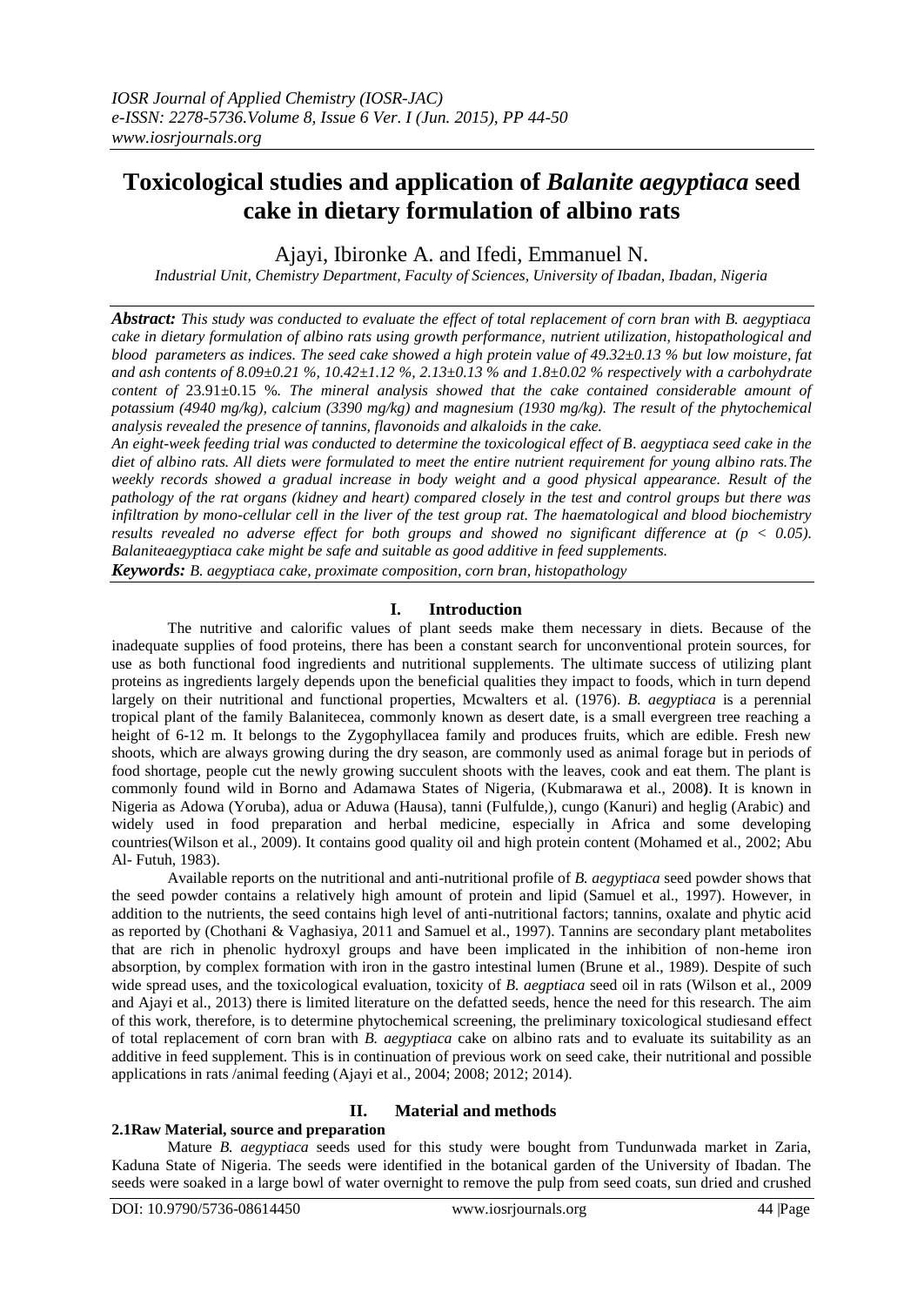# Toxicological studies and application of *Balanite aegyptiaca* seed cake in dietary formulation of albino rats

Ajayi, Ibironke A. and Ifedi, Emmanuel N.

*Industrial Unit, Chemistry Department, Faculty of Sciences, University of Ibadan, Ibadan, Nigeria*

***Abstract:*** *This study was conducted to evaluate the effect of total replacement of corn bran with B. aegyptiaca cake in dietary formulation of albino rats using growth performance, nutrient utilization, histopathological and blood parameters as indices. The seed cake showed a high protein value of 49.32±0.13 % but low moisture, fat and ash contents of 8.09±0.21 %, 10.42±1.12 %, 2.13±0.13 % and 1.8±0.02 % respectively with a carbohydrate content of* 23.91±0.15 %*. The mineral analysis showed that the cake contained considerable amount of potassium (4940 mg/kg), calcium (3390 mg/kg) and magnesium (1930 mg/kg). The result of the phytochemical analysis revealed the presence of tannins, flavonoids and alkaloids in the cake.*

*An eight-week feeding trial was conducted to determine the toxicological effect of B. aegyptiaca seed cake in the diet of albino rats. All diets were formulated to meet the entire nutrient requirement for young albino rats.The weekly records showed a gradual increase in body weight and a good physical appearance. Result of the pathology of the rat organs (kidney and heart) compared closely in the test and control groups but there was infiltration by mono-cellular cell in the liver of the test group rat. The haematological and blood biochemistry results revealed no adverse effect for both groups and showed no significant difference at ($p < 0.05$). Balaniteaegyptiaca cake might be safe and suitable as good additive in feed supplements.*

***Keywords:*** *B. aegyptiaca cake, proximate composition, corn bran, histopathology*

## I. Introduction

The nutritive and calorific values of plant seeds make them necessary in diets. Because of the inadequate supplies of food proteins, there has been a constant search for unconventional protein sources, for use as both functional food ingredients and nutritional supplements. The ultimate success of utilizing plant proteins as ingredients largely depends upon the beneficial qualities they impact to foods, which in turn depend largely on their nutritional and functional properties, Mcwalters et al. (1976). *B. aegyptiaca* is a perennial tropical plant of the family Balanitecea, commonly known as desert date, is a small evergreen tree reaching a height of 6-12 m. It belongs to the Zygophyllacea family and produces fruits, which are edible. Fresh new shoots, which are always growing during the dry season, are commonly used as animal forage but in periods of food shortage, people cut the newly growing succulent shoots with the leaves, cook and eat them. The plant is commonly found wild in Borno and Adamawa States of Nigeria, (Kubmarawa et al., 2008**)**. It is known in Nigeria as Adowa (Yoruba), adua or Aduwa (Hausa), tanni (Fulfulde,), cungo (Kanuri) and heglig (Arabic) and widely used in food preparation and herbal medicine, especially in Africa and some developing countries(Wilson et al., 2009). It contains good quality oil and high protein content (Mohamed et al., 2002; Abu Al- Futuh, 1983).

Available reports on the nutritional and anti-nutritional profile of *B. aegyptiaca* seed powder shows that the seed powder contains a relatively high amount of protein and lipid (Samuel et al., 1997). However, in addition to the nutrients, the seed contains high level of anti-nutritional factors; tannins, oxalate and phytic acid as reported by (Chothani & Vaghasiya, 2011 and Samuel et al., 1997). Tannins are secondary plant metabolites that are rich in phenolic hydroxyl groups and have been implicated in the inhibition of non-heme iron absorption, by complex formation with iron in the gastro intestinal lumen (Brune et al., 1989). Despite of such wide spread uses, and the toxicological evaluation, toxicity of *B. aegptiaca* seed oil in rats (Wilson et al., 2009 and Ajayi et al., 2013) there is limited literature on the defatted seeds, hence the need for this research. The aim of this work, therefore, is to determine phytochemical screening, the preliminary toxicological studiesand effect of total replacement of corn bran with *B. aegyptiaca* cake on albino rats and to evaluate its suitability as an additive in feed supplement. This is in continuation of previous work on seed cake, their nutritional and possible applications in rats /animal feeding (Ajayi et al., 2004; 2008; 2012; 2014).

## II. Material and methods

### 2.1Raw Material, source and preparation

Mature *B. aegyptiaca* seeds used for this study were bought from Tundunwada market in Zaria, Kaduna State of Nigeria. The seeds were identified in the botanical garden of the University of Ibadan. The seeds were soaked in a large bowl of water overnight to remove the pulp from seed coats, sun dried and crushed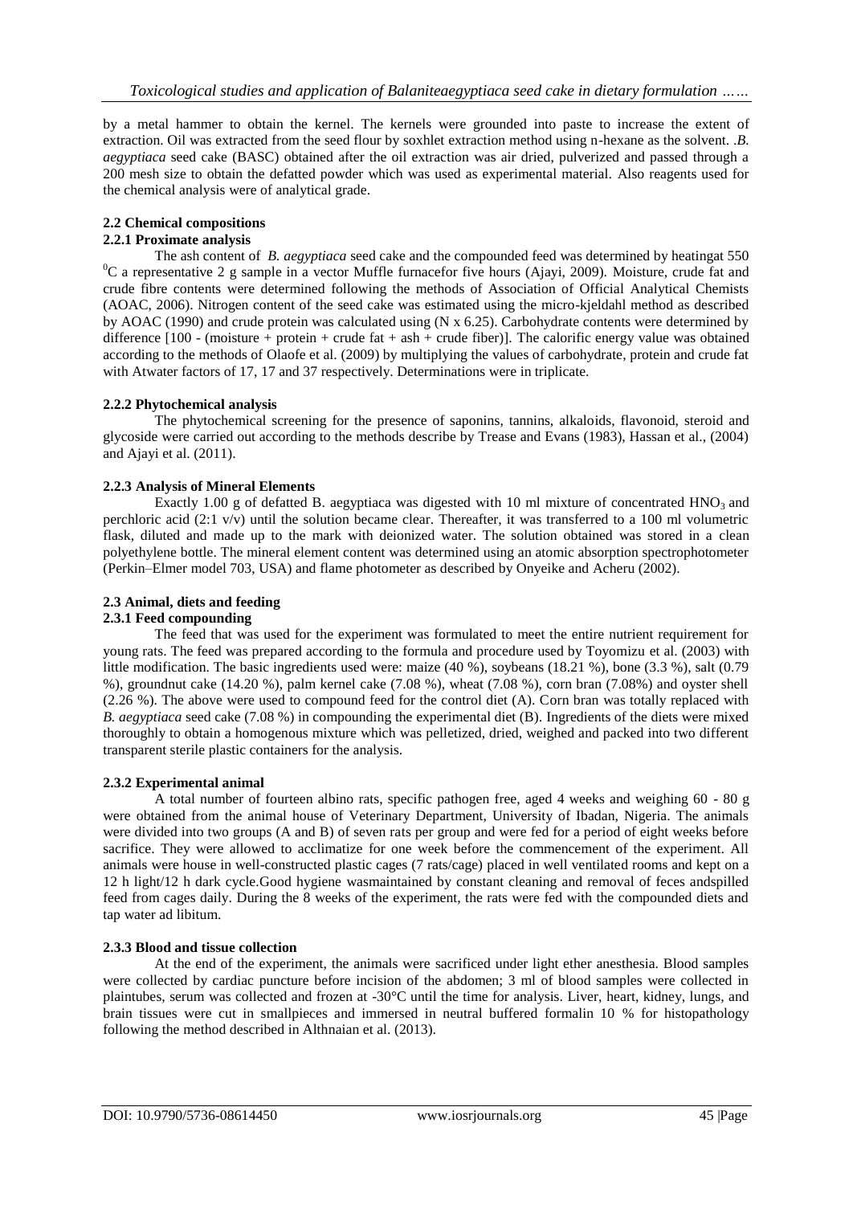by a metal hammer to obtain the kernel. The kernels were grounded into paste to increase the extent of extraction. Oil was extracted from the seed flour by soxhlet extraction method using n-hexane as the solvent. .*B. aegyptiaca* seed cake (BASC) obtained after the oil extraction was air dried, pulverized and passed through a 200 mesh size to obtain the defatted powder which was used as experimental material. Also reagents used for the chemical analysis were of analytical grade.

### 2.2 Chemical compositions

#### 2.2.1 Proximate analysis

The ash content of *B. aegyptiaca* seed cake and the compounded feed was determined by heatingat 550 $^{0}C$ a representative 2 g sample in a vector Muffle furnacefor five hours (Ajayi, 2009). Moisture, crude fat and crude fibre contents were determined following the methods of Association of Official Analytical Chemists (AOAC, 2006). Nitrogen content of the seed cake was estimated using the micro-kjeldahl method as described by AOAC (1990) and crude protein was calculated using (N x 6.25). Carbohydrate contents were determined by difference [100 - (moisture + protein + crude fat + ash + crude fiber)]. The calorific energy value was obtained according to the methods of Olaofe et al. (2009) by multiplying the values of carbohydrate, protein and crude fat with Atwater factors of 17, 17 and 37 respectively. Determinations were in triplicate.

#### 2.2.2 Phytochemical analysis

The phytochemical screening for the presence of saponins, tannins, alkaloids, flavonoid, steroid and glycoside were carried out according to the methods describe by Trease and Evans (1983), Hassan et al., (2004) and Ajayi et al. (2011).

#### 2.2.3 Analysis of Mineral Elements

Exactly 1.00 g of defatted B. aegyptiaca was digested with 10 ml mixture of concentrated $HNO_3$ and perchloric acid (2:1 v/v) until the solution became clear. Thereafter, it was transferred to a 100 ml volumetric flask, diluted and made up to the mark with deionized water. The solution obtained was stored in a clean polyethylene bottle. The mineral element content was determined using an atomic absorption spectrophotometer (Perkin–Elmer model 703, USA) and flame photometer as described by Onyeike and Acheru (2002).

### 2.3 Animal, diets and feeding

#### 2.3.1 Feed compounding

The feed that was used for the experiment was formulated to meet the entire nutrient requirement for young rats. The feed was prepared according to the formula and procedure used by Toyomizu et al. (2003) with little modification. The basic ingredients used were: maize (40 %), soybeans (18.21 %), bone (3.3 %), salt (0.79 %), groundnut cake (14.20 %), palm kernel cake (7.08 %), wheat (7.08 %), corn bran (7.08%) and oyster shell (2.26 %). The above were used to compound feed for the control diet (A). Corn bran was totally replaced with *B. aegyptiaca* seed cake (7.08 %) in compounding the experimental diet (B). Ingredients of the diets were mixed thoroughly to obtain a homogenous mixture which was pelletized, dried, weighed and packed into two different transparent sterile plastic containers for the analysis.

#### 2.3.2 Experimental animal

A total number of fourteen albino rats, specific pathogen free, aged 4 weeks and weighing 60 - 80 g were obtained from the animal house of Veterinary Department, University of Ibadan, Nigeria. The animals were divided into two groups (A and B) of seven rats per group and were fed for a period of eight weeks before sacrifice. They were allowed to acclimatize for one week before the commencement of the experiment. All animals were house in well-constructed plastic cages (7 rats/cage) placed in well ventilated rooms and kept on a 12 h light/12 h dark cycle.Good hygiene wasmaintained by constant cleaning and removal of feces andspilled feed from cages daily. During the 8 weeks of the experiment, the rats were fed with the compounded diets and tap water ad libitum.

#### 2.3.3 Blood and tissue collection

At the end of the experiment, the animals were sacrificed under light ether anesthesia. Blood samples were collected by cardiac puncture before incision of the abdomen; 3 ml of blood samples were collected in plaintubes, serum was collected and frozen at -30°C until the time for analysis. Liver, heart, kidney, lungs, and brain tissues were cut in smallpieces and immersed in neutral buffered formalin 10 % for histopathology following the method described in Althnaian et al. (2013).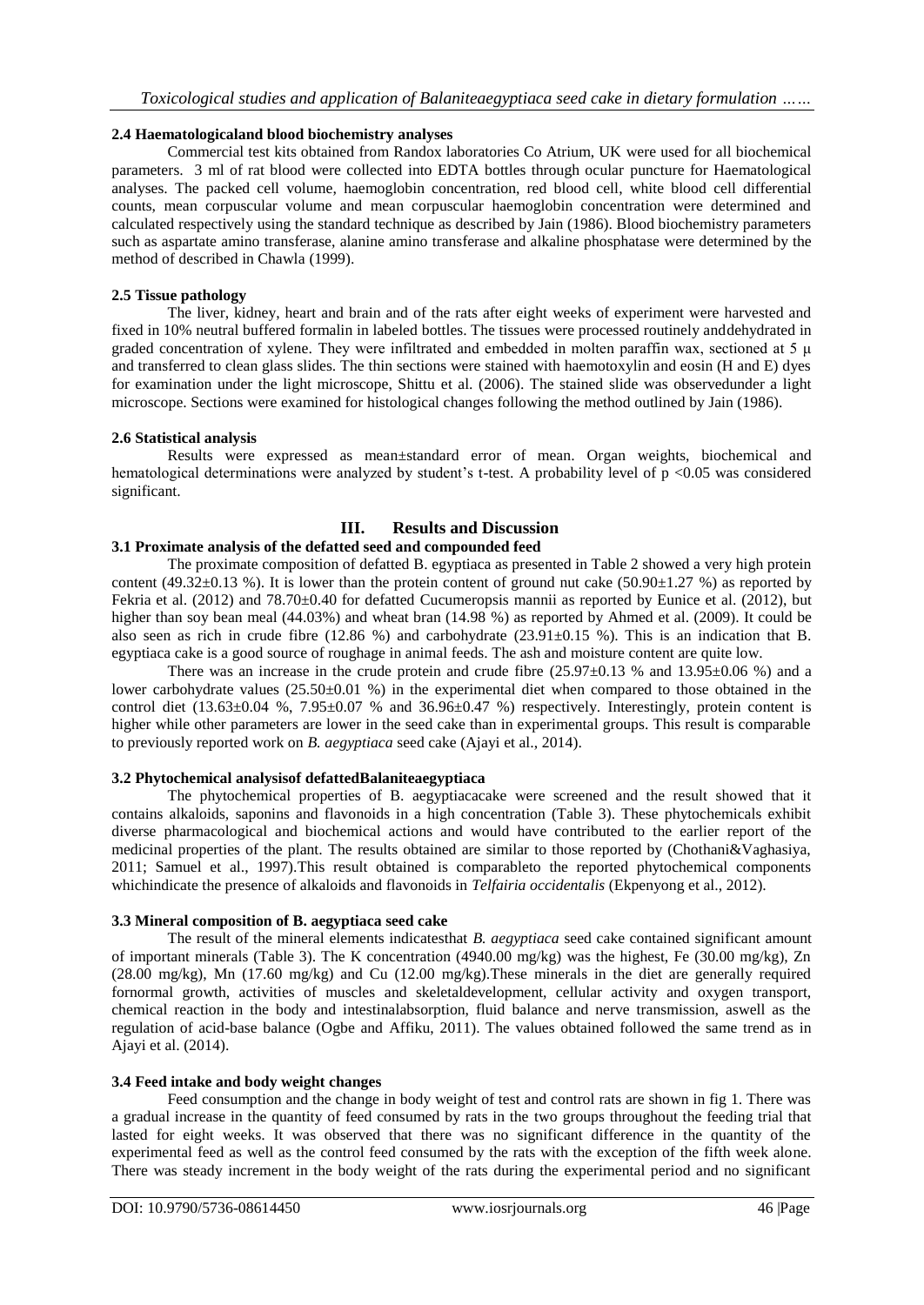### 2.4 Haematologicaland blood biochemistry analyses

Commercial test kits obtained from Randox laboratories Co Atrium, UK were used for all biochemical parameters. 3 ml of rat blood were collected into EDTA bottles through ocular puncture for Haematological analyses. The packed cell volume, haemoglobin concentration, red blood cell, white blood cell differential counts, mean corpuscular volume and mean corpuscular haemoglobin concentration were determined and calculated respectively using the standard technique as described by Jain (1986). Blood biochemistry parameters such as aspartate amino transferase, alanine amino transferase and alkaline phosphatase were determined by the method of described in Chawla (1999).

### 2.5 Tissue pathology

The liver, kidney, heart and brain and of the rats after eight weeks of experiment were harvested and fixed in 10% neutral buffered formalin in labeled bottles. The tissues were processed routinely anddehydrated in graded concentration of xylene. They were infiltrated and embedded in molten paraffin wax, sectioned at 5 µ and transferred to clean glass slides. The thin sections were stained with haemotoxylin and eosin (H and E) dyes for examination under the light microscope, Shittu et al. (2006). The stained slide was observedunder a light microscope. Sections were examined for histological changes following the method outlined by Jain (1986).

### 2.6 Statistical analysis

Results were expressed as mean±standard error of mean. Organ weights, biochemical and hematological determinations were analyzed by student's t-test. A probability level of $p < 0.05$ was considered significant.

## III. Results and Discussion

### 3.1 Proximate analysis of the defatted seed and compounded feed

The proximate composition of defatted B. egyptiaca as presented in Table 2 showed a very high protein content (49.32±0.13 %). It is lower than the protein content of ground nut cake (50.90±1.27 %) as reported by Fekria et al. (2012) and 78.70±0.40 for defatted Cucumeropsis mannii as reported by Eunice et al. (2012), but higher than soy bean meal (44.03%) and wheat bran (14.98 %) as reported by Ahmed et al. (2009). It could be also seen as rich in crude fibre (12.86 %) and carbohydrate (23.91±0.15 %). This is an indication that B. egyptiaca cake is a good source of roughage in animal feeds. The ash and moisture content are quite low.

There was an increase in the crude protein and crude fibre (25.97±0.13 % and 13.95±0.06 %) and a lower carbohydrate values (25.50±0.01 %) in the experimental diet when compared to those obtained in the control diet (13.63±0.04 %, 7.95±0.07 % and 36.96±0.47 %) respectively. Interestingly, protein content is higher while other parameters are lower in the seed cake than in experimental groups. This result is comparable to previously reported work on *B. aegyptiaca* seed cake (Ajayi et al., 2014).

### 3.2 Phytochemical analysisof defattedBalaniteaegyptiaca

The phytochemical properties of B. aegyptiacacake were screened and the result showed that it contains alkaloids, saponins and flavonoids in a high concentration (Table 3). These phytochemicals exhibit diverse pharmacological and biochemical actions and would have contributed to the earlier report of the medicinal properties of the plant. The results obtained are similar to those reported by (Chothani&Vaghasiya, 2011; Samuel et al., 1997).This result obtained is comparableto the reported phytochemical components whichindicate the presence of alkaloids and flavonoids in *Telfairia occidentalis* (Ekpenyong et al., 2012).

### 3.3 Mineral composition of B. aegyptiaca seed cake

The result of the mineral elements indicatesthat *B. aegyptiaca* seed cake contained significant amount of important minerals (Table 3). The K concentration (4940.00 mg/kg) was the highest, Fe (30.00 mg/kg), Zn (28.00 mg/kg), Mn (17.60 mg/kg) and Cu (12.00 mg/kg).These minerals in the diet are generally required fornormal growth, activities of muscles and skeletaldevelopment, cellular activity and oxygen transport, chemical reaction in the body and intestinalabsorption, fluid balance and nerve transmission, aswell as the regulation of acid-base balance (Ogbe and Affiku, 2011). The values obtained followed the same trend as in Ajayi et al. (2014).

### 3.4 Feed intake and body weight changes

Feed consumption and the change in body weight of test and control rats are shown in fig 1. There was a gradual increase in the quantity of feed consumed by rats in the two groups throughout the feeding trial that lasted for eight weeks. It was observed that there was no significant difference in the quantity of the experimental feed as well as the control feed consumed by the rats with the exception of the fifth week alone. There was steady increment in the body weight of the rats during the experimental period and no significant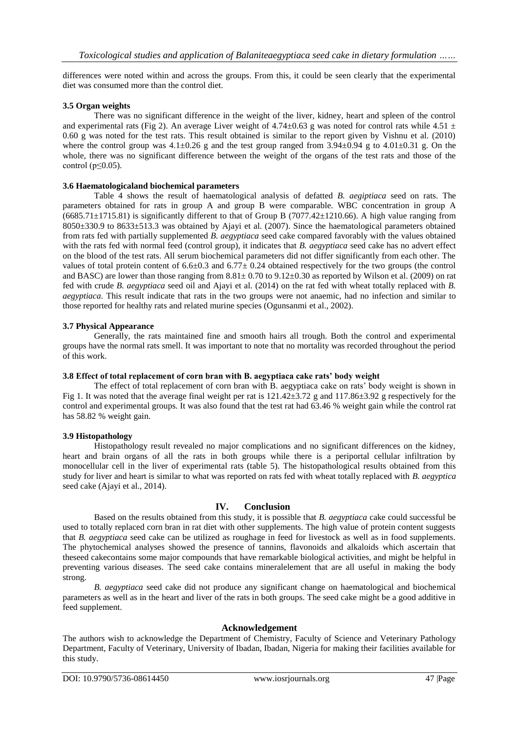differences were noted within and across the groups. From this, it could be seen clearly that the experimental diet was consumed more than the control diet.

### 3.5 Organ weights

There was no significant difference in the weight of the liver, kidney, heart and spleen of the control and experimental rats (Fig 2). An average Liver weight of 4.74±0.63 g was noted for control rats while 4.51 ± 0.60 g was noted for the test rats. This result obtained is similar to the report given by Vishnu et al. (2010) where the control group was 4.1±0.26 g and the test group ranged from 3.94±0.94 g to 4.01±0.31 g. On the whole, there was no significant difference between the weight of the organs of the test rats and those of the control ($p \leq 0.05$).

### 3.6 Haematologicaland biochemical parameters

Table 4 shows the result of haematological analysis of defatted *B. aegiptiaca* seed on rats. The parameters obtained for rats in group A and group B were comparable. WBC concentration in group A (6685.71±1715.81) is significantly different to that of Group B (7077.42±1210.66). A high value ranging from 8050±330.9 to 8633±513.3 was obtained by Ajayi et al. (2007). Since the haematological parameters obtained from rats fed with partially supplemented *B. aegyptiaca* seed cake compared favorably with the values obtained with the rats fed with normal feed (control group), it indicates that *B. aegyptiaca* seed cake has no advert effect on the blood of the test rats. All serum biochemical parameters did not differ significantly from each other. The values of total protein content of 6.6±0.3 and 6.77± 0.24 obtained respectively for the two groups (the control and BASC) are lower than those ranging from 8.81± 0.70 to 9.12±0.30 as reported by Wilson et al. (2009) on rat fed with crude *B. aegyptiaca* seed oil and Ajayi et al. (2014) on the rat fed with wheat totally replaced with *B. aegyptiaca*. This result indicate that rats in the two groups were not anaemic, had no infection and similar to those reported for healthy rats and related murine species (Ogunsanmi et al., 2002).

### 3.7 Physical Appearance

Generally, the rats maintained fine and smooth hairs all trough. Both the control and experimental groups have the normal rats smell. It was important to note that no mortality was recorded throughout the period of this work.

### 3.8 Effect of total replacement of corn bran with B. aegyptiaca cake rats' body weight

The effect of total replacement of corn bran with B. aegyptiaca cake on rats' body weight is shown in Fig 1. It was noted that the average final weight per rat is 121.42±3.72 g and 117.86±3.92 g respectively for the control and experimental groups. It was also found that the test rat had 63.46 % weight gain while the control rat has 58.82 % weight gain.

### 3.9 Histopathology

Histopathology result revealed no major complications and no significant differences on the kidney, heart and brain organs of all the rats in both groups while there is a periportal cellular infiltration by monocellular cell in the liver of experimental rats (table 5). The histopathological results obtained from this study for liver and heart is similar to what was reported on rats fed with wheat totally replaced with *B. aegyptica* seed cake (Ajayi et al., 2014).

## IV. Conclusion

Based on the results obtained from this study, it is possible that *B. aegyptiaca* cake could successful be used to totally replaced corn bran in rat diet with other supplements. The high value of protein content suggests that *B. aegyptiaca* seed cake can be utilized as roughage in feed for livestock as well as in food supplements. The phytochemical analyses showed the presence of tannins, flavonoids and alkaloids which ascertain that theseed cakecontains some major compounds that have remarkable biological activities, and might be helpful in preventing various diseases. The seed cake contains mineralelement that are all useful in making the body strong.

*B. aegyptiaca* seed cake did not produce any significant change on haematological and biochemical parameters as well as in the heart and liver of the rats in both groups. The seed cake might be a good additive in feed supplement.

## Acknowledgement

The authors wish to acknowledge the Department of Chemistry, Faculty of Science and Veterinary Pathology Department, Faculty of Veterinary, University of Ibadan, Ibadan, Nigeria for making their facilities available for this study.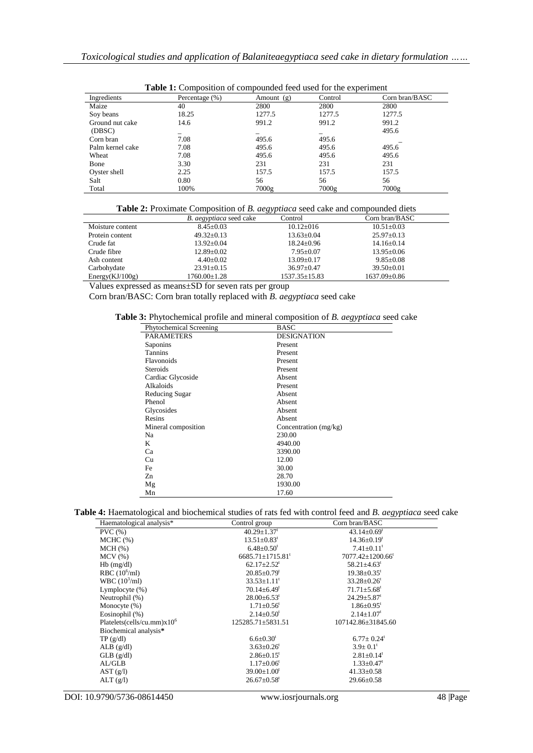**Table 1:** Composition of compounded feed used for the experiment

| Ingredients | Percentage (%) | Amount (g) | Control | Corn bran/BASC |
|---|---|---|---|---|
| Maize | 40 | 2800 | 2800 | 2800 |
| Soy beans | 18.25 | 1277.5 | 1277.5 | 1277.5 |
| Ground nut cake | 14.6 | 991.2 | 991.2 | 991.2 |
| (DBSC) | _ | _ | _ | 495.6 |
| Corn bran | 7.08 | 495.6 | 495.6 | _ |
| Palm kernel cake | 7.08 | 495.6 | 495.6 | 495.6 |
| Wheat | 7.08 | 495.6 | 495.6 | 495.6 |
| Bone | 3.30 | 231 | 231 | 231 |
| Oyster shell | 2.25 | 157.5 | 157.5 | 157.5 |
| Salt | 0.80 | 56 | 56 | 56 |
| Total | 100% | 7000g | 7000g | 7000g |

**Table 2:** Proximate Composition of *B. aegyptiaca* seed cake and compounded diets

| | *B. aegyptiaca* seed cake | Control | Corn bran/BASC |
|---|---|---|---|
| Moisture content | 8.45±0.03 | 10.12±016 | 10.51±0.03 |
| Protein content | 49.32±0.13 | 13.63±0.04 | 25.97±0.13 |
| Crude fat | 13.92±0.04 | 18.24±0.96 | 14.16±0.14 |
| Crude fibre | 12.89±0.02 | 7.95±0.07 | 13.95±0.06 |
| Ash content | 4.40±0.02 | 13.09±0.17 | 9.85±0.08 |
| Carbohydate | 23.91±0.15 | 36.97±0.47 | 39.50±0.01 |
| Energy(KJ/100g) | 1760.00±1.28 | 1537.35±15.83 | 1637.09±0.86 |

Values expressed as means±SD for seven rats per group

Corn bran/BASC: Corn bran totally replaced with *B. aegyptiaca* seed cake

**Table 3:** Phytochemical profile and mineral composition of *B. aegyptiaca* seed cake

| Phytochemical Screening | BASC |
|---|---|
| PARAMETERS | DESIGNATION |
| Saponins | Present |
| Tannins | Present |
| Flavonoids | Present |
| Steroids | Present |
| Cardiac Glycoside | Absent |
| Alkaloids | Present |
| Reducing Sugar | Absent |
| Phenol | Absent |
| Glycosides | Absent |
| Resins | Absent |
| Mineral composition | Concentration (mg/kg) |
| Na | 230.00 |
| K | 4940.00 |
| Ca | 3390.00 |
| Cu | 12.00 |
| Fe | 30.00 |
| Zn | 28.70 |
| Mg | 1930.00 |
| Mn | 17.60 |

**Table 4:** Haematological and biochemical studies of rats fed with control feed and *B. aegyptiaca* seed cake

| Haematological analysis* | Control group | Corn bran/BASC |
|---|---|---|
| PVC (%) | 40.29±1.37[t] | 43.14±0.69[t] |
| MCHC (%) | 13.51±0.83[t] | 14.36±0.19[t] |
| MCH (%) | 6.48±0.50[t] | 7.41±0.11[t] |
| MCV (%) | 6685.71±1715.81[t] | 7077.42±1200.66[t] |
| Hb (mg/dl) | 62.17±2.52[t] | 58.21±4.63[t] |
| RBC ($10^6$/ml) | 20.85±0.79[t] | 19.38±0.35[t] |
| WBC ($10^3$/ml) | 33.53±1.11[t] | 33.28±0.26[t] |
| Lymplocyte (%) | 70.14±6.49[t] | 71.71±5.68[t] |
| Neutrophil (%) | 28.00±6.53[t] | 24.29±5.87[t] |
| Monocyte (%) | 1.71±0.56[t] | 1.86±0.95[t] |
| Eosinophil (%) | 2.14±0.50[t] | 2.14±1.07[t] |
| Platelets(cells/cu.mm)x$10^6$ | 125285.71±5831.51 | 107142.86±31845.60 |
| Biochemical analysis* | | |
| TP (g/dl) | 6.6±0.30[t] | 6.77± 0.24[t] |
| ALB (g/dl) | 3.63±0.26[t] | 3.9± 0.1[t] |
| GLB (g/dl) | 2.86±0.15[t] | 2.81±0.14[t] |
| AL/GLB | 1.17±0.06[t] | 1.33±0.47[t] |
| AST (g/l) | 39.00±1.00[t] | 41.33±0.58 |
| ALT (g/l) | 26.67±0.58[t] | 29.66±0.58 |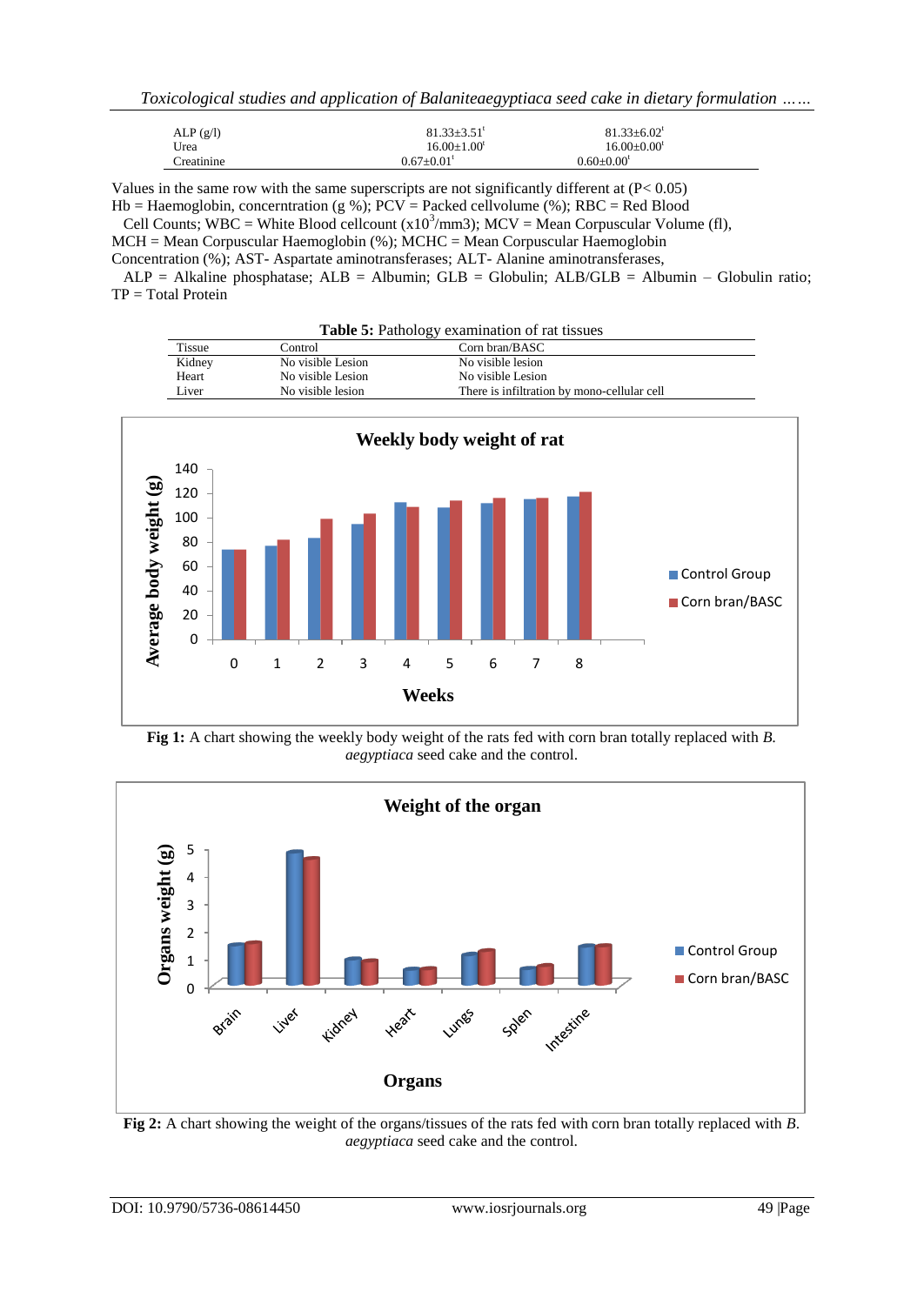| ALP (g/l) | $81.33\pm3.51^t$ | $81.33\pm6.02^t$ |
|---|---|---|
| Urea | $16.00\pm1.00^t$ | $16.00\pm0.00^t$ |
| Creatinine | $0.67\pm0.01^t$ | $0.60\pm0.00^t$ |

Values in the same row with the same superscripts are not significantly different at (P< 0.05)
Hb = Haemoglobin, concerntration (g %); PCV = Packed cellvolume (%); RBC = Red Blood Cell Counts; WBC = White Blood cellcount ($x10^3$/mm3); MCV = Mean Corpuscular Volume (fl), MCH = Mean Corpuscular Haemoglobin (%); MCHC = Mean Corpuscular Haemoglobin Concentration (%); AST- Aspartate aminotransferases; ALT- Alanine aminotransferases, ALP = Alkaline phosphatase; ALB = Albumin; GLB = Globulin; ALB/GLB = Albumin – Globulin ratio; TP = Total Protein

**Table 5:** Pathology examination of rat tissues

| Tissue | Control | Corn bran/BASC |
|---|---|---|
| Kidney | No visible Lesion | No visible lesion |
| Heart | No visible Lesion | No visible Lesion |
| Liver | No visible lesion | There is infiltration by mono-cellular cell |

**Fig 1:** A chart showing the weekly body weight of the rats fed with corn bran totally replaced with *B. aegyptiaca* seed cake and the control.

**Fig 2:** A chart showing the weight of the organs/tissues of the rats fed with corn bran totally replaced with *B. aegyptiaca* seed cake and the control.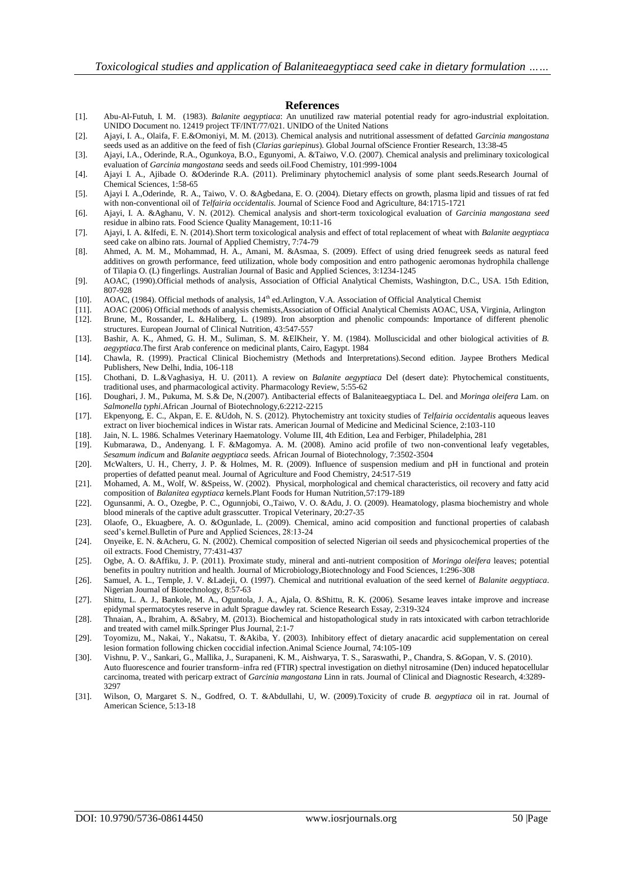## References

[1]. Abu-Al-Futuh, I. M. (1983). *Balanite aegyptiaca*: An unutilized raw material potential ready for agro-industrial exploitation. UNIDO Document no. 12419 project TF/INT/77/021. UNIDO of the United Nations

[2]. Ajayi, I. A., Olaifa, F. E.&Omoniyi, M. M. (2013). Chemical analysis and nutritional assessment of defatted *Garcinia mangostana* seeds used as an additive on the feed of fish (*Clarias gariepinus*). Global Journal ofScience Frontier Research, 13:38-45

[3]. Ajayi, I.A., Oderinde, R.A., Ogunkoya, B.O., Egunyomi, A. &Taiwo, V.O. (2007). Chemical analysis and preliminary toxicological evaluation of *Garcinia mangostana* seeds and seeds oil.Food Chemistry, 101:999-1004

[4]. Ajayi I. A., Ajibade O. &Oderinde R.A. (2011). Preliminary phytochemicl analysis of some plant seeds.Research Journal of Chemical Sciences, 1:58-65

[5]. Ajayi I. A.,Oderinde, R. A., Taiwo, V. O. &Agbedana, E. O. (2004). Dietary effects on growth, plasma lipid and tissues of rat fed with non-conventional oil of *Telfairia occidentalis.* Journal of Science Food and Agriculture, 84:1715-1721

[6]. Ajayi, I. A. &Aghanu, V. N. (2012). Chemical analysis and short-term toxicological evaluation of *Garcinia mangostana seed* residue in albino rats. Food Science Quality Management, 10:11-16

[7]. Ajayi, I. A. &Ifedi, E. N. (2014).Short term toxicological analysis and effect of total replacement of wheat with *Balanite aegyptiaca* seed cake on albino rats. Journal of Applied Chemistry, 7:74-79

[8]. Ahmed, A. M. M., Mohammad, H. A., Amani, M. &Asmaa, S. (2009). Effect of using dried fenugreek seeds as natural feed additives on growth performance, feed utilization, whole body composition and entro pathogenic aeromonas hydrophila challenge of Tilapia O. (L) fingerlings. Australian Journal of Basic and Applied Sciences, 3:1234-1245

[9]. AOAC, (1990).Official methods of analysis, Association of Official Analytical Chemists, Washington, D.C., USA. 15th Edition, 807-928

[10]. AOAC, (1984). Official methods of analysis, 14th ed.Arlington, V.A. Association of Official Analytical Chemist

[11]. AOAC (2006) Official methods of analysis chemists,Association of Official Analytical Chemists AOAC, USA, Virginia, Arlington

[12]. Brune, M., Rossander, L. &Haliberg, L. (1989). Iron absorption and phenolic compounds: Importance of different phenolic structures. European Journal of Clinical Nutrition, 43:547-557

[13]. Bashir, A. K., Ahmed, G. H. M., Suliman, S. M. &ElKheir, Y. M. (1984). Molluscicidal and other biological activities of *B. aegyptiaca*.The first Arab conference on medicinal plants, Cairo, Eagypt. 1984

[14]. Chawla, R. (1999). Practical Clinical Biochemistry (Methods and Interpretations).Second edition. Jaypee Brothers Medical Publishers, New Delhi, India, 106-118

[15]. Chothani, D. L.&Vaghasiya, H. U. (2011). A review on *Balanite aegyptiaca* Del (desert date): Phytochemical constituents, traditional uses, and pharmacological activity. Pharmacology Review, 5:55-62

[16]. Doughari, J. M., Pukuma, M. S.& De, N.(2007). Antibacterial effects of Balaniteaegyptiaca L. Del. and *Moringa oleifera* Lam. on *Salmonella typhi*.African .Journal of Biotechnology,6:2212-2215

[17]. Ekpenyong, E. C., Akpan, E. E. &Udoh, N. S. (2012). Phytochemistry ant toxicity studies of *Telfairia occidentalis* aqueous leaves extract on liver biochemical indices in Wistar rats. American Journal of Medicine and Medicinal Science, 2:103-110

[18]. Jain, N. L. 1986. Schalmes Veterinary Haematology. Volume III, 4th Edition, Lea and Ferbiger, Philadelphia, 281

[19]. Kubmarawa, D., Andenyang. I. F. &Magomya. A. M. (2008). Amino acid profile of two non-conventional leafy vegetables, *Sesamum indicum* and *Balanite aegyptiaca* seeds. African Journal of Biotechnology, 7:3502-3504

[20]. McWalters, U. H., Cherry, J. P. & Holmes, M. R. (2009). Influence of suspension medium and pH in functional and protein properties of defatted peanut meal. Journal of Agriculture and Food Chemistry, 24:517-519

[21]. Mohamed, A. M., Wolf, W. &Speiss, W. (2002). Physical, morphological and chemical characteristics, oil recovery and fatty acid composition of *Balanitea egyptiaca* kernels.Plant Foods for Human Nutrition,57:179-189

[22]. Ogunsanmi, A. O., Ozegbe, P. C., Ogunnjobi, O.,Taiwo, V. O. &Adu, J. O. (2009). Heamatology, plasma biochemistry and whole blood minerals of the captive adult grasscutter. Tropical Veterinary, 20:27-35

[23]. Olaofe, O., Ekuagbere, A. O. &Ogunlade, L. (2009). Chemical, amino acid composition and functional properties of calabash seed's kernel.Bulletin of Pure and Applied Sciences, 28:13-24

[24]. Onyeike, E. N. &Acheru, G. N. (2002). Chemical composition of selected Nigerian oil seeds and physicochemical properties of the oil extracts. Food Chemistry, 77:431-437

[25]. Ogbe, A. O. &Affiku, J. P. (2011). Proximate study, mineral and anti-nutrient composition of *Moringa oleifera* leaves; potential benefits in poultry nutrition and health. Journal of Microbiology,Biotechnology and Food Sciences, 1:296-308

[26]. Samuel, A. L., Temple, J. V. &Ladeji, O. (1997). Chemical and nutritional evaluation of the seed kernel of *Balanite aegyptiaca*. Nigerian Journal of Biotechnology, 8:57-63

[27]. Shittu, L. A. J., Bankole, M. A., Oguntola, J. A., Ajala, O. &Shittu, R. K. (2006). Sesame leaves intake improve and increase epidymal spermatocytes reserve in adult Sprague dawley rat. Science Research Essay, 2:319-324

[28]. Thnaian, A., Ibrahim, A. &Sabry, M. (2013). Biochemical and histopathological study in rats intoxicated with carbon tetrachloride and treated with camel milk.Springer Plus Journal, 2:1-7

[29]. Toyomizu, M., Nakai, Y., Nakatsu, T. &Akiba, Y. (2003). Inhibitory effect of dietary anacardic acid supplementation on cereal lesion formation following chicken coccidial infection.Animal Science Journal, 74:105-109

[30]. Vishnu, P. V., Sankari, G., Mallika, J., Surapaneni, K. M., Aishwarya, T. S., Saraswathi, P., Chandra, S. &Gopan, V. S. (2010). Auto fluorescence and fourier transform–infra red (FTIR) spectral investigation on diethyl nitrosamine (Den) induced hepatocellular carcinoma, treated with pericarp extract of *Garcinia mangostana* Linn in rats. Journal of Clinical and Diagnostic Research, 4:3289-3297

[31]. Wilson, O, Margaret S. N., Godfred, O. T. &Abdullahi, U, W. (2009).Toxicity of crude *B. aegyptiaca* oil in rat. Journal of American Science, 5:13-18